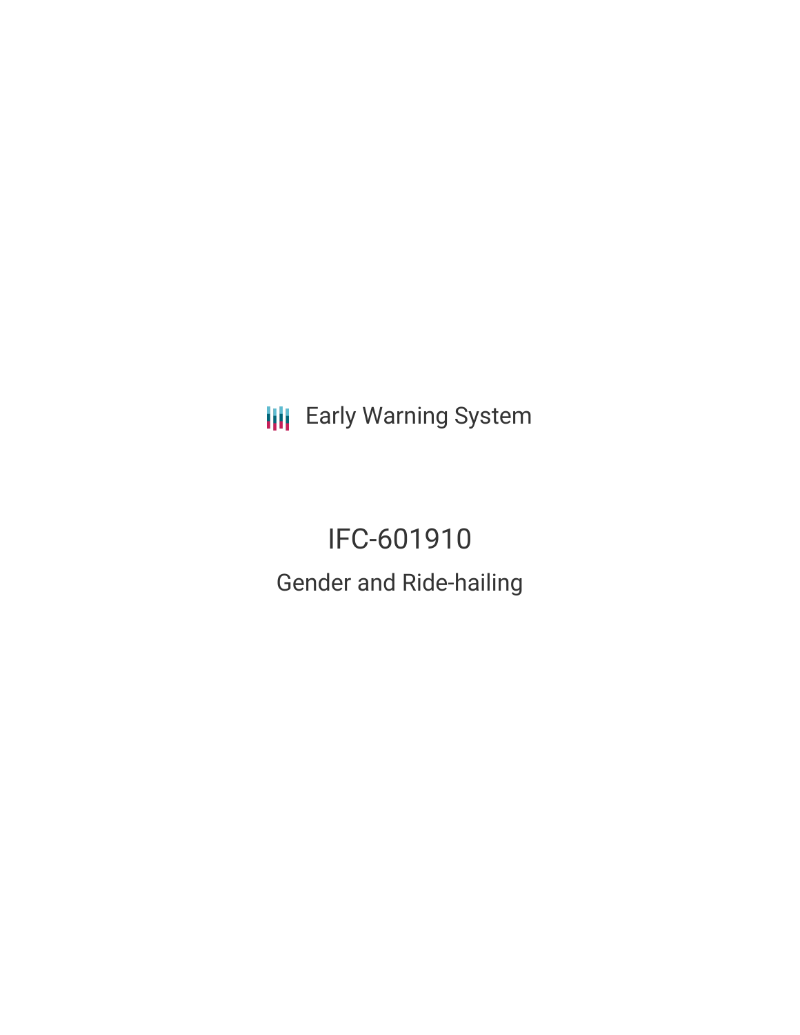Early Warning System

# IFC-601910

## Gender and Ride-hailing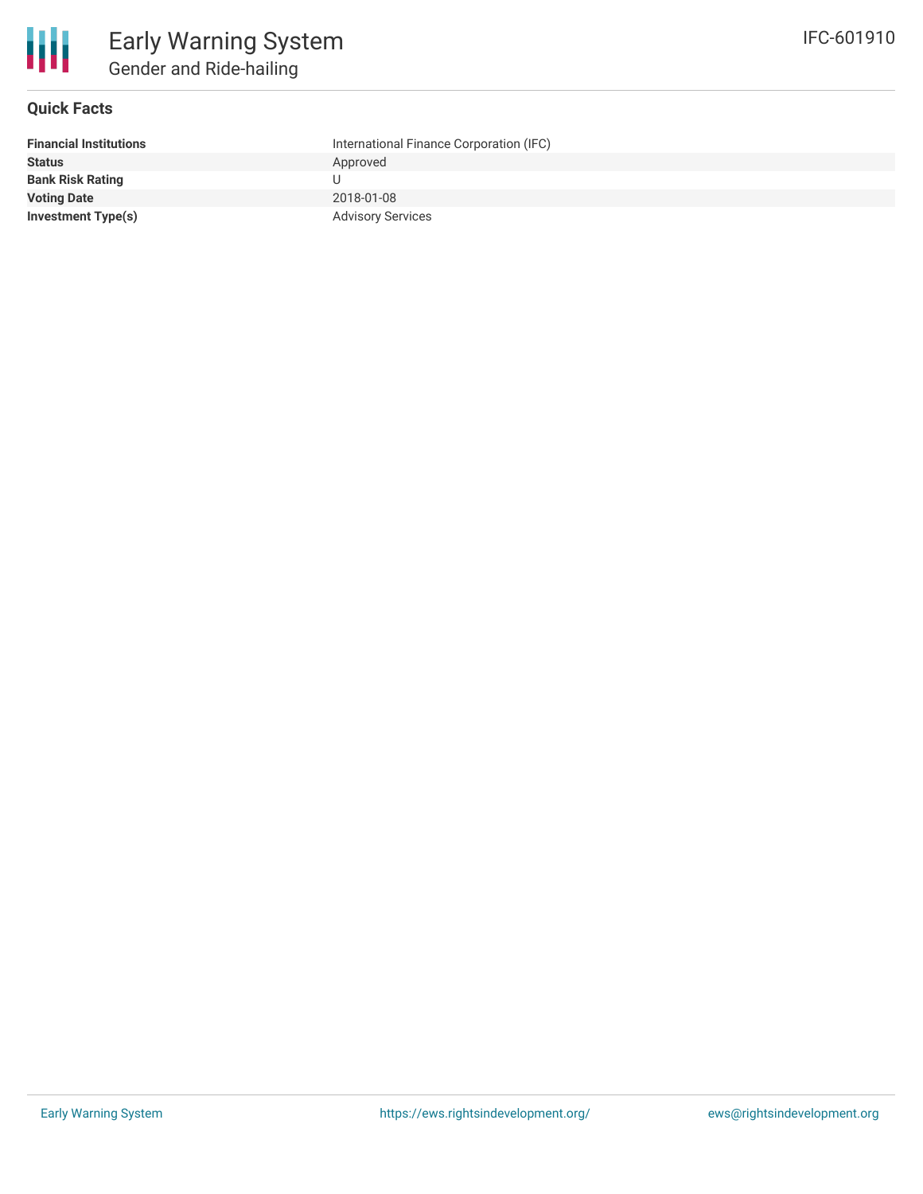# Early Warning System

## Gender and Ride-hailing

IFC-601910

### Quick Facts

| | |
|---|---|
| **Financial Institutions** | International Finance Corporation (IFC) |
| **Status** | Approved |
| **Bank Risk Rating** | U |
| **Voting Date** | 2018-01-08 |
| **Investment Type(s)** | Advisory Services |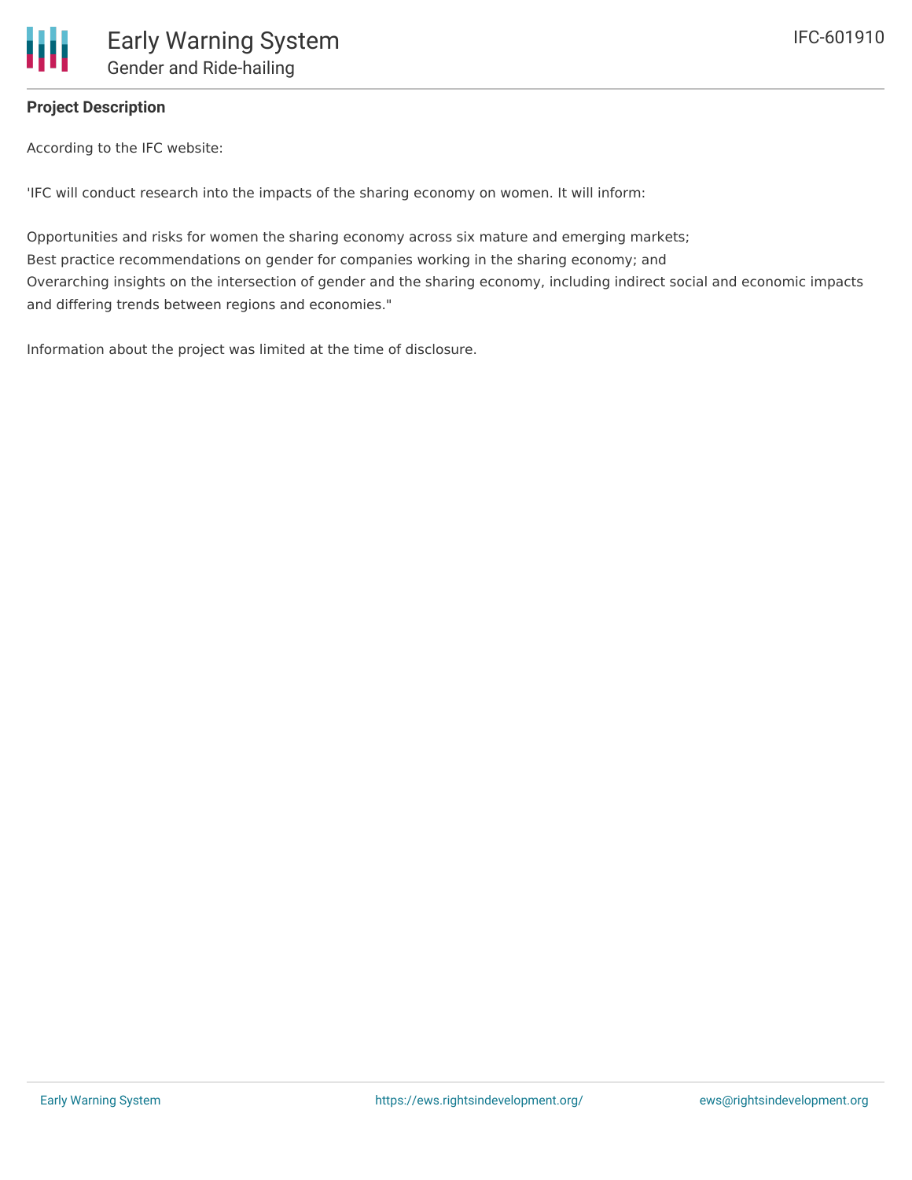## Project Description

According to the IFC website:

'IFC will conduct research into the impacts of the sharing economy on women. It will inform:

Opportunities and risks for women the sharing economy across six mature and emerging markets;
Best practice recommendations on gender for companies working in the sharing economy; and
Overarching insights on the intersection of gender and the sharing economy, including indirect social and economic impacts and differing trends between regions and economies."

Information about the project was limited at the time of disclosure.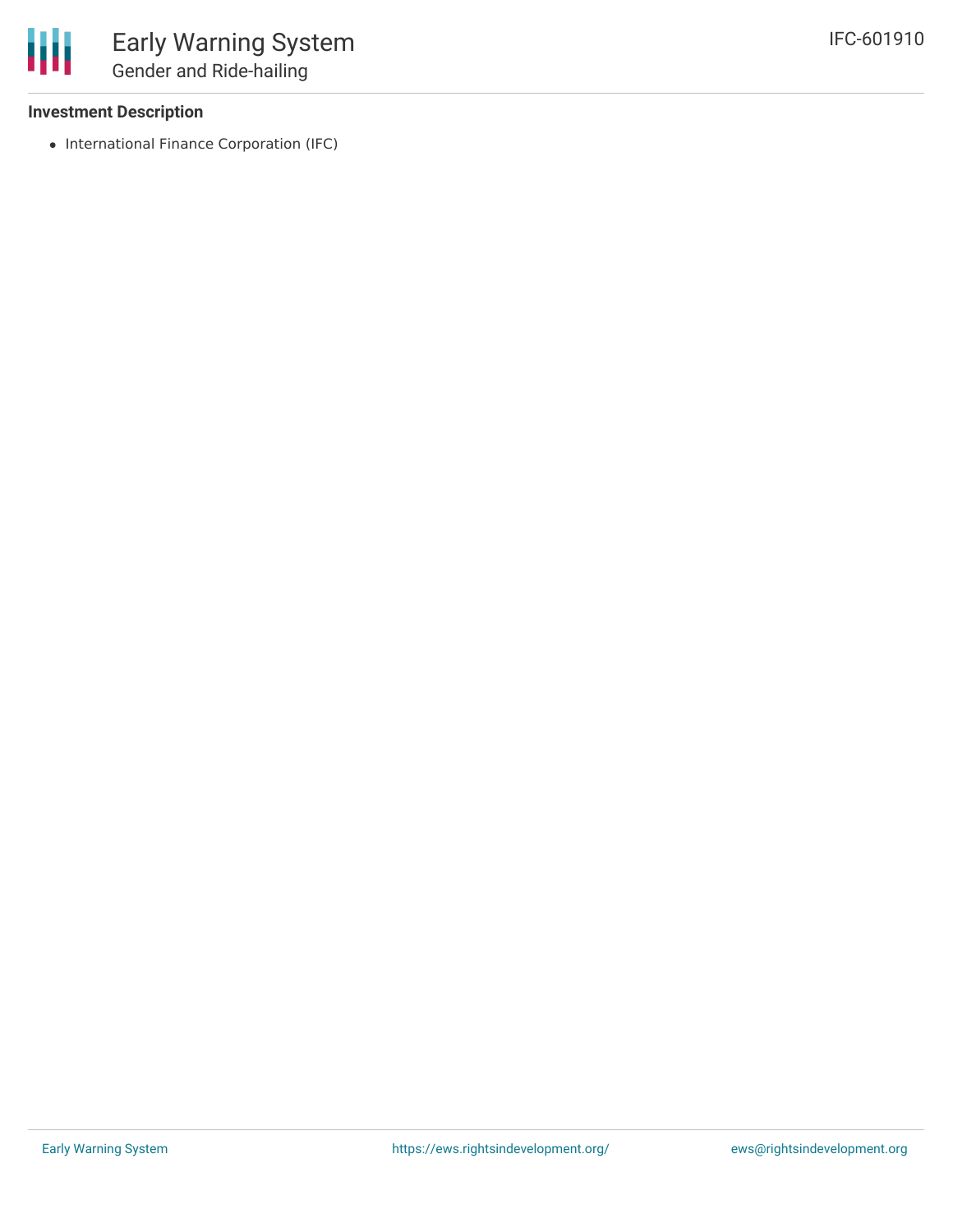**Investment Description**

- International Finance Corporation (IFC)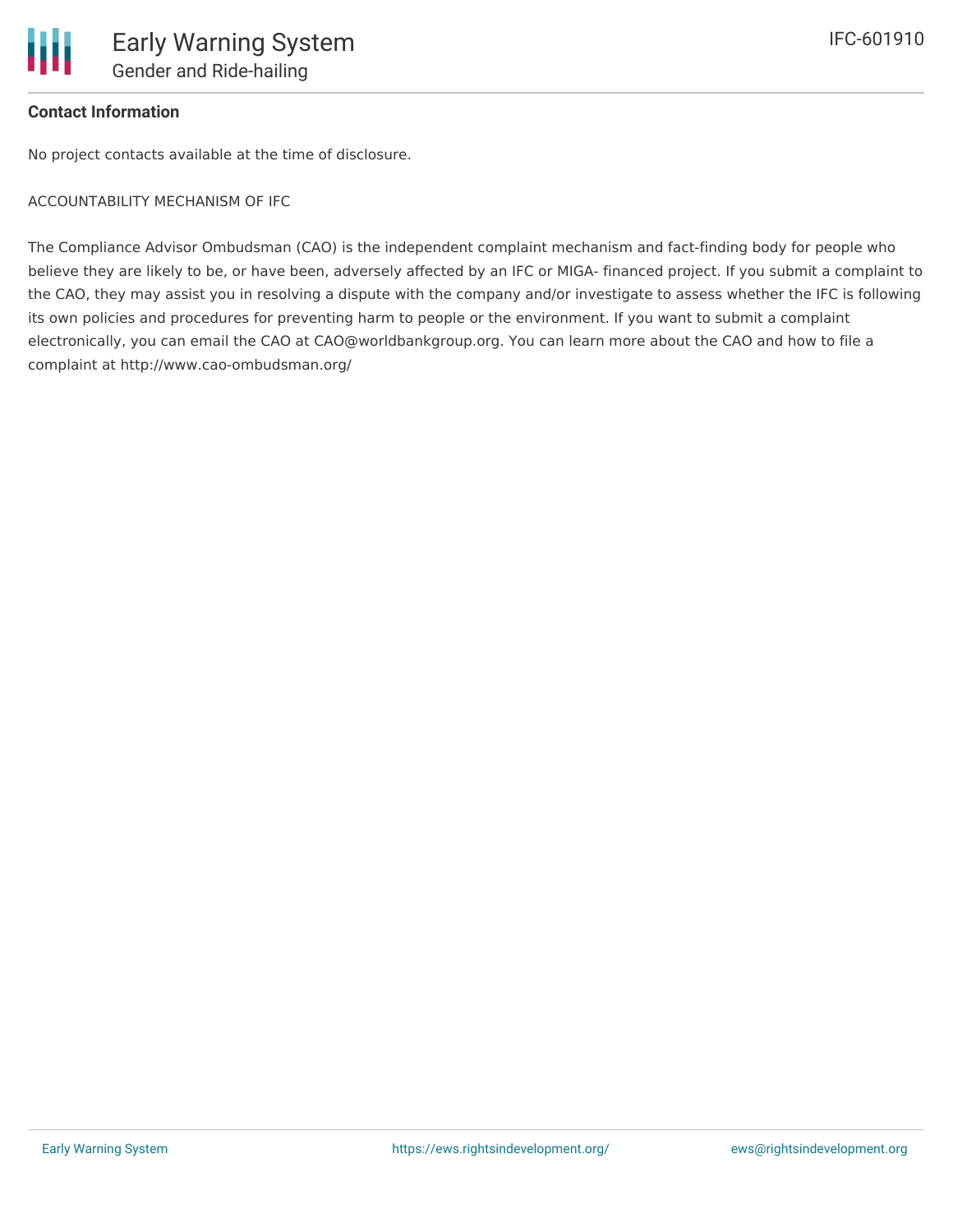## Contact Information

No project contacts available at the time of disclosure.

ACCOUNTABILITY MECHANISM OF IFC

The Compliance Advisor Ombudsman (CAO) is the independent complaint mechanism and fact-finding body for people who believe they are likely to be, or have been, adversely affected by an IFC or MIGA- financed project. If you submit a complaint to the CAO, they may assist you in resolving a dispute with the company and/or investigate to assess whether the IFC is following its own policies and procedures for preventing harm to people or the environment. If you want to submit a complaint electronically, you can email the CAO at CAO@worldbankgroup.org. You can learn more about the CAO and how to file a complaint at http://www.cao-ombudsman.org/